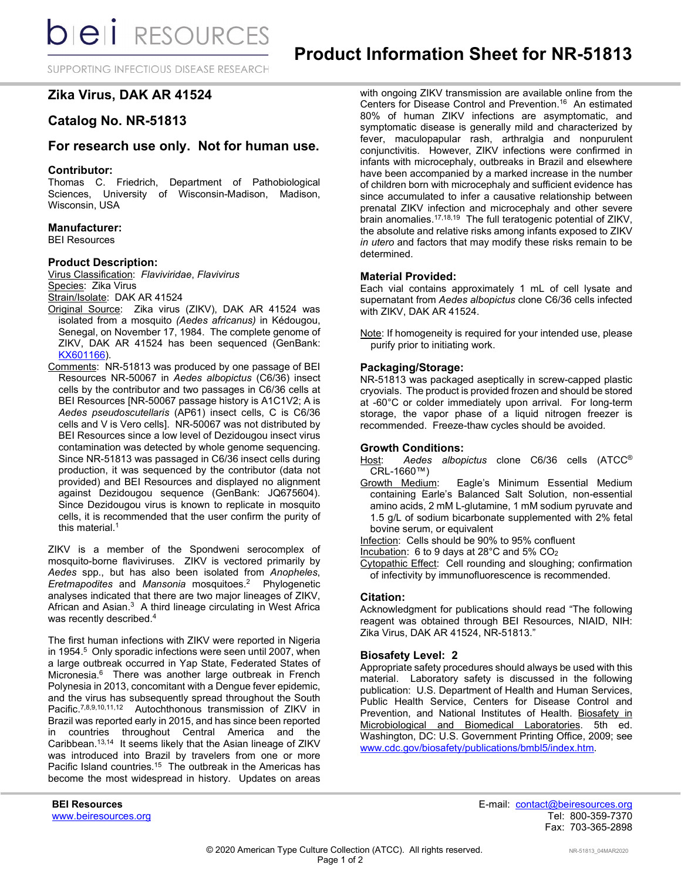# Product Information Sheet for NR-51813

## Zika Virus, DAK AR 41524

## Catalog No. NR-51813

## For research use only. Not for human use.

### Contributor:
Thomas C. Friedrich, Department of Pathobiological Sciences, University of Wisconsin-Madison, Madison, Wisconsin, USA

### Manufacturer:
BEI Resources

### Product Description:
Virus Classification: *Flaviviridae*, *Flavivirus*
Species: Zika Virus
Strain/Isolate: DAK AR 41524
Original Source: Zika virus (ZIKV), DAK AR 41524 was isolated from a mosquito *(Aedes africanus)* in Kédougou, Senegal, on November 17, 1984. The complete genome of ZIKV, DAK AR 41524 has been sequenced (GenBank: KX601166).
Comments: NR-51813 was produced by one passage of BEI Resources NR-50067 in *Aedes albopictus* (C6/36) insect cells by the contributor and two passages in C6/36 cells at BEI Resources [NR-50067 passage history is A1C1V2; A is *Aedes pseudoscutellaris* (AP61) insect cells, C is C6/36 cells and V is Vero cells]. NR-50067 was not distributed by BEI Resources since a low level of Dezidougou insect virus contamination was detected by whole genome sequencing. Since NR-51813 was passaged in C6/36 insect cells during production, it was sequenced by the contributor (data not provided) and BEI Resources and displayed no alignment against Dezidougou sequence (GenBank: JQ675604). Since Dezidougou virus is known to replicate in mosquito cells, it is recommended that the user confirm the purity of this material.[1]

ZIKV is a member of the Spondweni serocomplex of mosquito-borne flaviviruses. ZIKV is vectored primarily by *Aedes* spp., but has also been isolated from *Anopheles*, *Eretmapodites* and *Mansonia* mosquitoes.[2] Phylogenetic analyses indicated that there are two major lineages of ZIKV, African and Asian.[3] A third lineage circulating in West Africa was recently described.[4]

The first human infections with ZIKV were reported in Nigeria in 1954.[5] Only sporadic infections were seen until 2007, when a large outbreak occurred in Yap State, Federated States of Micronesia.[6] There was another large outbreak in French Polynesia in 2013, concomitant with a Dengue fever epidemic, and the virus has subsequently spread throughout the South Pacific.[7,8,9,10,11,12] Autochthonous transmission of ZIKV in Brazil was reported early in 2015, and has since been reported in countries throughout Central America and the Caribbean.[13,14] It seems likely that the Asian lineage of ZIKV was introduced into Brazil by travelers from one or more Pacific Island countries.[15] The outbreak in the Americas has become the most widespread in history. Updates on areas with ongoing ZIKV transmission are available online from the Centers for Disease Control and Prevention.[16] An estimated 80% of human ZIKV infections are asymptomatic, and symptomatic disease is generally mild and characterized by fever, maculopapular rash, arthralgia and nonpurulent conjunctivitis. However, ZIKV infections were confirmed in infants with microcephaly, outbreaks in Brazil and elsewhere have been accompanied by a marked increase in the number of children born with microcephaly and sufficient evidence has since accumulated to infer a causative relationship between prenatal ZIKV infection and microcephaly and other severe brain anomalies.[17,18,19] The full teratogenic potential of ZIKV, the absolute and relative risks among infants exposed to ZIKV *in utero* and factors that may modify these risks remain to be determined.

### Material Provided:
Each vial contains approximately 1 mL of cell lysate and supernatant from *Aedes albopictus* clone C6/36 cells infected with ZIKV, DAK AR 41524.

Note: If homogeneity is required for your intended use, please purify prior to initiating work.

### Packaging/Storage:
NR-51813 was packaged aseptically in screw-capped plastic cryovials. The product is provided frozen and should be stored at -60°C or colder immediately upon arrival. For long-term storage, the vapor phase of a liquid nitrogen freezer is recommended. Freeze-thaw cycles should be avoided.

### Growth Conditions:
Host: *Aedes albopictus* clone C6/36 cells (ATCC® CRL-1660™)
Growth Medium: Eagle's Minimum Essential Medium containing Earle's Balanced Salt Solution, non-essential amino acids, 2 mM L-glutamine, 1 mM sodium pyruvate and 1.5 g/L of sodium bicarbonate supplemented with 2% fetal bovine serum, or equivalent
Infection: Cells should be 90% to 95% confluent
Incubation: 6 to 9 days at 28°C and 5% $CO_2$
Cytopathic Effect: Cell rounding and sloughing; confirmation of infectivity by immunofluorescence is recommended.

### Citation:
Acknowledgment for publications should read "The following reagent was obtained through BEI Resources, NIAID, NIH: Zika Virus, DAK AR 41524, NR-51813."

### Biosafety Level: 2
Appropriate safety procedures should always be used with this material. Laboratory safety is discussed in the following publication: U.S. Department of Health and Human Services, Public Health Service, Centers for Disease Control and Prevention, and National Institutes of Health. Biosafety in Microbiological and Biomedical Laboratories. 5th ed. Washington, DC: U.S. Government Printing Office, 2009; see www.cdc.gov/biosafety/publications/bmbl5/index.htm.

**BEI Resources**
www.beiresources.org

E-mail: contact@beiresources.org
Tel: 800-359-7370
Fax: 703-365-2898

© 2020 American Type Culture Collection (ATCC). All rights reserved.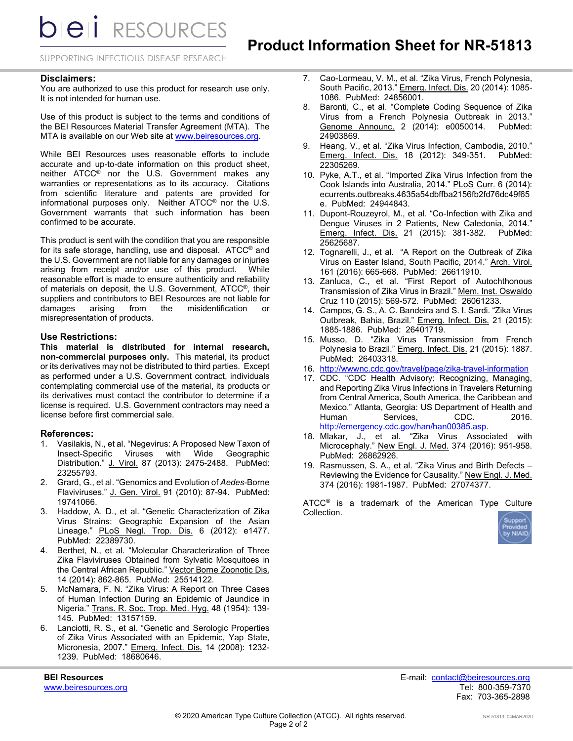## Disclaimers:

You are authorized to use this product for research use only. It is not intended for human use.

Use of this product is subject to the terms and conditions of the BEI Resources Material Transfer Agreement (MTA). The MTA is available on our Web site at www.beiresources.org.

While BEI Resources uses reasonable efforts to include accurate and up-to-date information on this product sheet, neither ATCC® nor the U.S. Government makes any warranties or representations as to its accuracy. Citations from scientific literature and patents are provided for informational purposes only. Neither ATCC® nor the U.S. Government warrants that such information has been confirmed to be accurate.

This product is sent with the condition that you are responsible for its safe storage, handling, use and disposal. ATCC® and the U.S. Government are not liable for any damages or injuries arising from receipt and/or use of this product. While reasonable effort is made to ensure authenticity and reliability of materials on deposit, the U.S. Government, ATCC®, their suppliers and contributors to BEI Resources are not liable for damages arising from the misidentification or misrepresentation of products.

## Use Restrictions:

**This material is distributed for internal research, non-commercial purposes only.** This material, its product or its derivatives may not be distributed to third parties. Except as performed under a U.S. Government contract, individuals contemplating commercial use of the material, its products or its derivatives must contact the contributor to determine if a license is required. U.S. Government contractors may need a license before first commercial sale.

## References:

1. Vasilakis, N., et al. "Negevirus: A Proposed New Taxon of Insect-Specific Viruses with Wide Geographic Distribution." J. Virol. 87 (2013): 2475-2488. PubMed: 23255793.
2. Grard, G., et al. "Genomics and Evolution of *Aedes*-Borne Flaviviruses." J. Gen. Virol. 91 (2010): 87-94. PubMed: 19741066.
3. Haddow, A. D., et al. "Genetic Characterization of Zika Virus Strains: Geographic Expansion of the Asian Lineage." PLoS Negl. Trop. Dis. 6 (2012): e1477. PubMed: 22389730.
4. Berthet, N., et al. "Molecular Characterization of Three Zika Flaviviruses Obtained from Sylvatic Mosquitoes in the Central African Republic." Vector Borne Zoonotic Dis. 14 (2014): 862-865. PubMed: 25514122.
5. McNamara, F. N. "Zika Virus: A Report on Three Cases of Human Infection During an Epidemic of Jaundice in Nigeria." Trans. R. Soc. Trop. Med. Hyg. 48 (1954): 139-145. PubMed: 13157159.
6. Lanciotti, R. S., et al. "Genetic and Serologic Properties of Zika Virus Associated with an Epidemic, Yap State, Micronesia, 2007." Emerg. Infect. Dis. 14 (2008): 1232-1239. PubMed: 18680646.
7. Cao-Lormeau, V. M., et al. "Zika Virus, French Polynesia, South Pacific, 2013." Emerg. Infect. Dis. 20 (2014): 1085-1086. PubMed: 24856001.
8. Baronti, C., et al. "Complete Coding Sequence of Zika Virus from a French Polynesia Outbreak in 2013." Genome Announc. 2 (2014): e0050014. PubMed: 24903869.
9. Heang, V., et al. "Zika Virus Infection, Cambodia, 2010." Emerg. Infect. Dis. 18 (2012): 349-351. PubMed: 22305269.
10. Pyke, A.T., et al. "Imported Zika Virus Infection from the Cook Islands into Australia, 2014." PLoS Curr. 6 (2014): ecurrents.outbreaks.4635a54dbffba2156fb2fd76dc49f65e. PubMed: 24944843.
11. Dupont-Rouzeyrol, M., et al. "Co-Infection with Zika and Dengue Viruses in 2 Patients, New Caledonia, 2014." Emerg. Infect. Dis. 21 (2015): 381-382. PubMed: 25625687.
12. Tognarelli, J., et al. "A Report on the Outbreak of Zika Virus on Easter Island, South Pacific, 2014." Arch. Virol. 161 (2016): 665-668. PubMed: 26611910.
13. Zanluca, C., et al. "First Report of Autochthonous Transmission of Zika Virus in Brazil." Mem. Inst. Oswaldo Cruz 110 (2015): 569-572. PubMed: 26061233.
14. Campos, G. S., A. C. Bandeira and S. I. Sardi. "Zika Virus Outbreak, Bahia, Brazil." Emerg. Infect. Dis. 21 (2015): 1885-1886. PubMed: 26401719.
15. Musso, D. "Zika Virus Transmission from French Polynesia to Brazil." Emerg. Infect. Dis. 21 (2015): 1887. PubMed: 26403318.
16. http://wwwnc.cdc.gov/travel/page/zika-travel-information
17. CDC. "CDC Health Advisory: Recognizing, Managing, and Reporting Zika Virus Infections in Travelers Returning from Central America, South America, the Caribbean and Mexico." Atlanta, Georgia: US Department of Health and Human Services, CDC. 2016. http://emergency.cdc.gov/han/han00385.asp.
18. Mlakar, J., et al. "Zika Virus Associated with Microcephaly." New Engl. J. Med. 374 (2016): 951-958. PubMed: 26862926.
19. Rasmussen, S. A., et al. "Zika Virus and Birth Defects – Reviewing the Evidence for Causality." New Engl. J. Med. 374 (2016): 1981-1987. PubMed: 27074377.

ATCC® is a trademark of the American Type Culture Collection.

Support Provided by NIAID

**BEI Resources**
www.beiresources.org

E-mail: contact@beiresources.org
Tel: 800-359-7370
Fax: 703-365-2898

© 2020 American Type Culture Collection (ATCC). All rights reserved.

NR-51813_04MAR2020